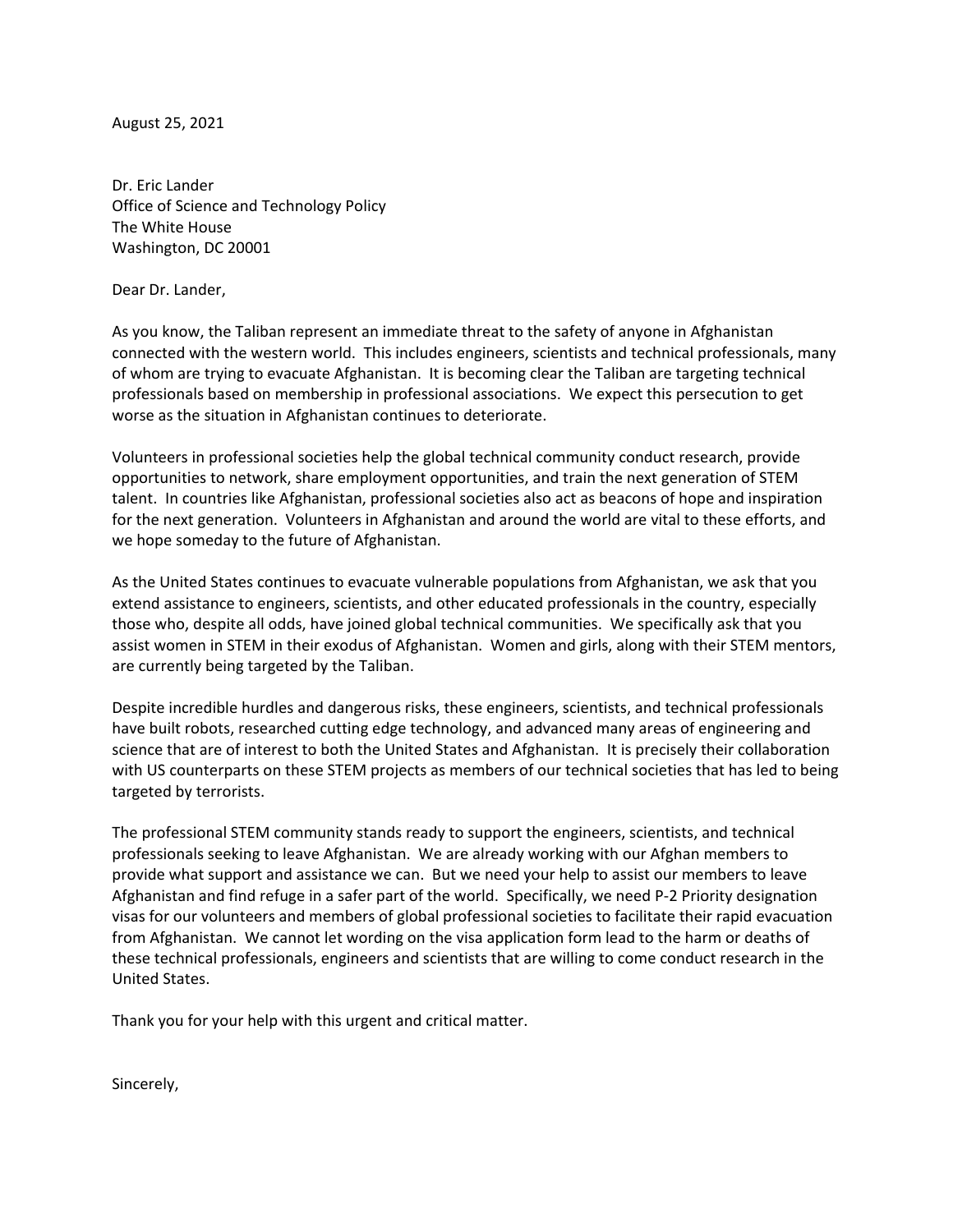August 25, 2021

Dr. Eric Lander
Office of Science and Technology Policy
The White House
Washington, DC 20001

Dear Dr. Lander,

As you know, the Taliban represent an immediate threat to the safety of anyone in Afghanistan connected with the western world. This includes engineers, scientists and technical professionals, many of whom are trying to evacuate Afghanistan. It is becoming clear the Taliban are targeting technical professionals based on membership in professional associations. We expect this persecution to get worse as the situation in Afghanistan continues to deteriorate.

Volunteers in professional societies help the global technical community conduct research, provide opportunities to network, share employment opportunities, and train the next generation of STEM talent. In countries like Afghanistan, professional societies also act as beacons of hope and inspiration for the next generation. Volunteers in Afghanistan and around the world are vital to these efforts, and we hope someday to the future of Afghanistan.

As the United States continues to evacuate vulnerable populations from Afghanistan, we ask that you extend assistance to engineers, scientists, and other educated professionals in the country, especially those who, despite all odds, have joined global technical communities. We specifically ask that you assist women in STEM in their exodus of Afghanistan. Women and girls, along with their STEM mentors, are currently being targeted by the Taliban.

Despite incredible hurdles and dangerous risks, these engineers, scientists, and technical professionals have built robots, researched cutting edge technology, and advanced many areas of engineering and science that are of interest to both the United States and Afghanistan. It is precisely their collaboration with US counterparts on these STEM projects as members of our technical societies that has led to being targeted by terrorists.

The professional STEM community stands ready to support the engineers, scientists, and technical professionals seeking to leave Afghanistan. We are already working with our Afghan members to provide what support and assistance we can. But we need your help to assist our members to leave Afghanistan and find refuge in a safer part of the world. Specifically, we need P-2 Priority designation visas for our volunteers and members of global professional societies to facilitate their rapid evacuation from Afghanistan. We cannot let wording on the visa application form lead to the harm or deaths of these technical professionals, engineers and scientists that are willing to come conduct research in the United States.

Thank you for your help with this urgent and critical matter.

Sincerely,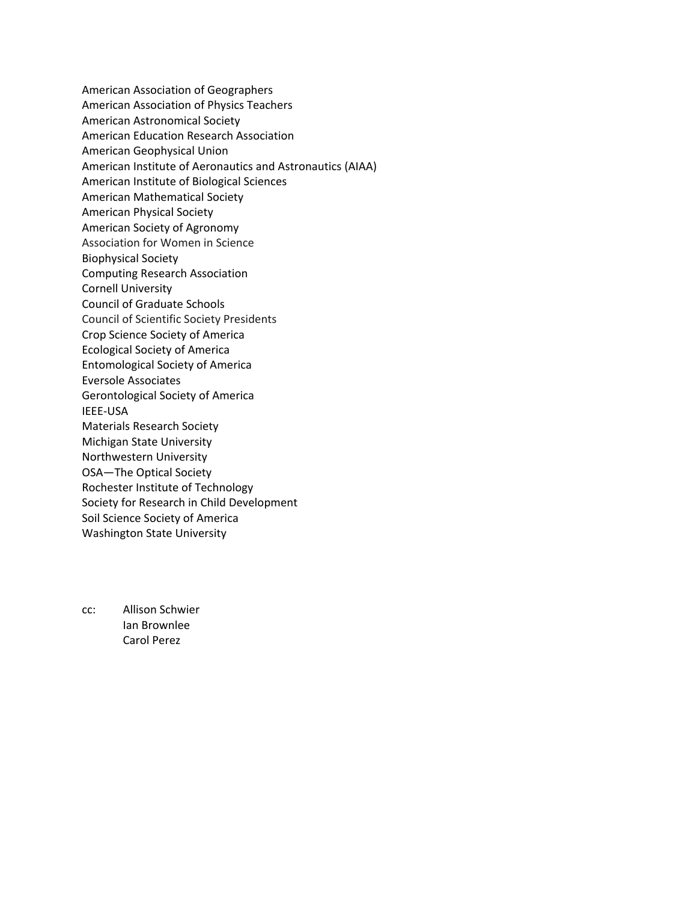American Association of Geographers
American Association of Physics Teachers
American Astronomical Society
American Education Research Association
American Geophysical Union
American Institute of Aeronautics and Astronautics (AIAA)
American Institute of Biological Sciences
American Mathematical Society
American Physical Society
American Society of Agronomy
Association for Women in Science
Biophysical Society
Computing Research Association
Cornell University
Council of Graduate Schools
Council of Scientific Society Presidents
Crop Science Society of America
Ecological Society of America
Entomological Society of America
Eversole Associates
Gerontological Society of America
IEEE-USA
Materials Research Society
Michigan State University
Northwestern University
OSA—The Optical Society
Rochester Institute of Technology
Society for Research in Child Development
Soil Science Society of America
Washington State University

cc: Allison Schwier
Ian Brownlee
Carol Perez